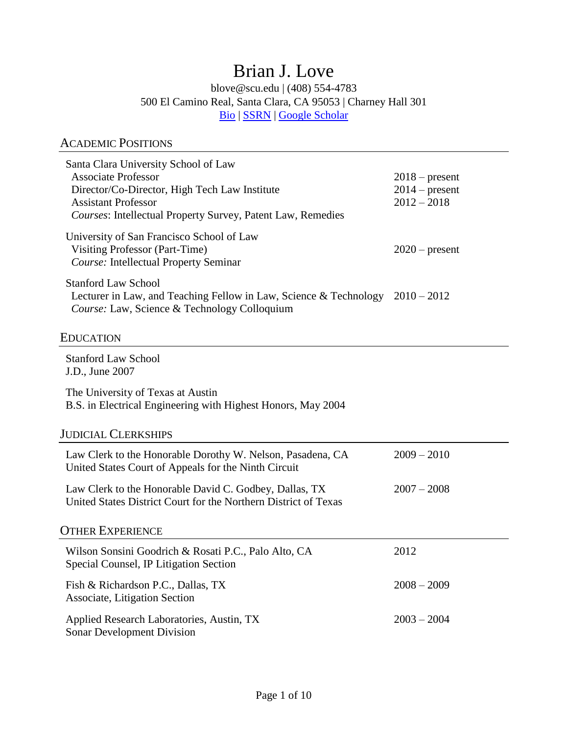# Brian J. Love

blove@scu.edu | (408) 554-4783
500 El Camino Real, Santa Clara, CA 95053 | Charney Hall 301
[Bio](#) | [SSRN](#) | [Google Scholar](#)

## Academic Positions

Santa Clara University School of Law
Associate Professor — 2018 – present
Director/Co-Director, High Tech Law Institute — 2014 – present
Assistant Professor — 2012 – 2018
*Courses*: Intellectual Property Survey, Patent Law, Remedies

University of San Francisco School of Law
Visiting Professor (Part-Time) — 2020 – present
*Course:* Intellectual Property Seminar

Stanford Law School
Lecturer in Law, and Teaching Fellow in Law, Science & Technology — 2010 – 2012
*Course:* Law, Science & Technology Colloquium

## Education

Stanford Law School
J.D., June 2007

The University of Texas at Austin
B.S. in Electrical Engineering with Highest Honors, May 2004

## Judicial Clerkships

Law Clerk to the Honorable Dorothy W. Nelson, Pasadena, CA — 2009 – 2010
United States Court of Appeals for the Ninth Circuit

Law Clerk to the Honorable David C. Godbey, Dallas, TX — 2007 – 2008
United States District Court for the Northern District of Texas

## Other Experience

Wilson Sonsini Goodrich & Rosati P.C., Palo Alto, CA — 2012
Special Counsel, IP Litigation Section

Fish & Richardson P.C., Dallas, TX — 2008 – 2009
Associate, Litigation Section

Applied Research Laboratories, Austin, TX — 2003 – 2004
Sonar Development Division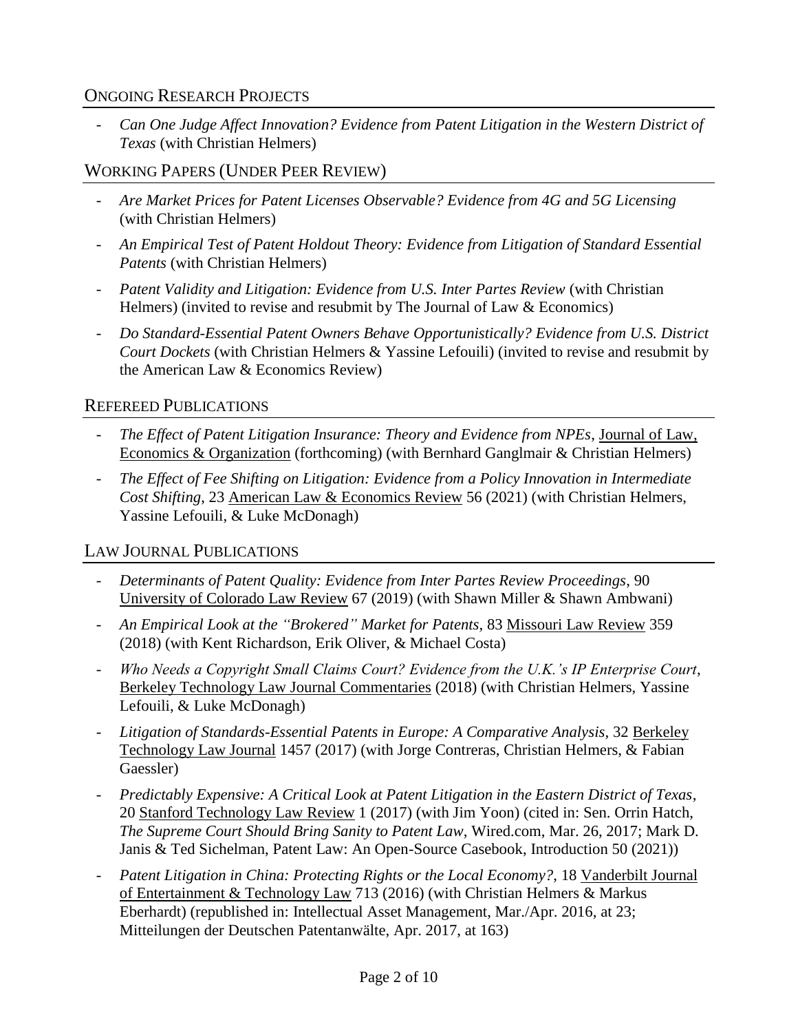## Ongoing Research Projects

- *Can One Judge Affect Innovation? Evidence from Patent Litigation in the Western District of Texas* (with Christian Helmers)

## Working Papers (Under Peer Review)

- *Are Market Prices for Patent Licenses Observable? Evidence from 4G and 5G Licensing* (with Christian Helmers)
- *An Empirical Test of Patent Holdout Theory: Evidence from Litigation of Standard Essential Patents* (with Christian Helmers)
- *Patent Validity and Litigation: Evidence from U.S. Inter Partes Review* (with Christian Helmers) (invited to revise and resubmit by The Journal of Law & Economics)
- *Do Standard-Essential Patent Owners Behave Opportunistically? Evidence from U.S. District Court Dockets* (with Christian Helmers & Yassine Lefouili) (invited to revise and resubmit by the American Law & Economics Review)

## Refereed Publications

- *The Effect of Patent Litigation Insurance: Theory and Evidence from NPEs*, Journal of Law, Economics & Organization (forthcoming) (with Bernhard Ganglmair & Christian Helmers)
- *The Effect of Fee Shifting on Litigation: Evidence from a Policy Innovation in Intermediate Cost Shifting*, 23 American Law & Economics Review 56 (2021) (with Christian Helmers, Yassine Lefouili, & Luke McDonagh)

## Law Journal Publications

- *Determinants of Patent Quality: Evidence from Inter Partes Review Proceedings*, 90 University of Colorado Law Review 67 (2019) (with Shawn Miller & Shawn Ambwani)
- *An Empirical Look at the "Brokered" Market for Patents*, 83 Missouri Law Review 359 (2018) (with Kent Richardson, Erik Oliver, & Michael Costa)
- *Who Needs a Copyright Small Claims Court? Evidence from the U.K.'s IP Enterprise Court*, Berkeley Technology Law Journal Commentaries (2018) (with Christian Helmers, Yassine Lefouili, & Luke McDonagh)
- *Litigation of Standards-Essential Patents in Europe: A Comparative Analysis*, 32 Berkeley Technology Law Journal 1457 (2017) (with Jorge Contreras, Christian Helmers, & Fabian Gaessler)
- *Predictably Expensive: A Critical Look at Patent Litigation in the Eastern District of Texas*, 20 Stanford Technology Law Review 1 (2017) (with Jim Yoon) (cited in: Sen. Orrin Hatch, *The Supreme Court Should Bring Sanity to Patent Law*, Wired.com, Mar. 26, 2017; Mark D. Janis & Ted Sichelman, Patent Law: An Open-Source Casebook, Introduction 50 (2021))
- *Patent Litigation in China: Protecting Rights or the Local Economy?*, 18 Vanderbilt Journal of Entertainment & Technology Law 713 (2016) (with Christian Helmers & Markus Eberhardt) (republished in: Intellectual Asset Management, Mar./Apr. 2016, at 23; Mitteilungen der Deutschen Patentanwälte, Apr. 2017, at 163)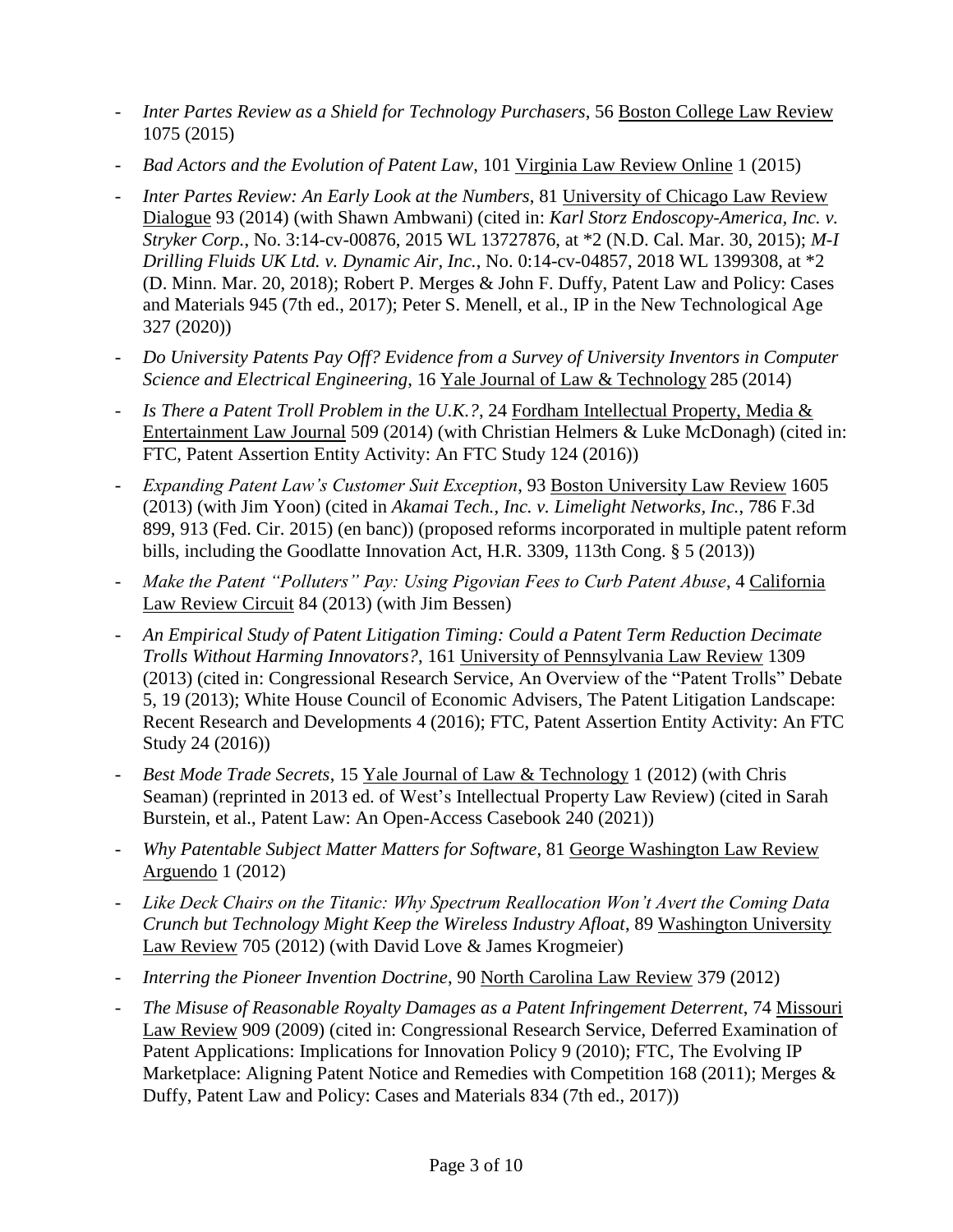- *Inter Partes Review as a Shield for Technology Purchasers*, 56 Boston College Law Review 1075 (2015)
- *Bad Actors and the Evolution of Patent Law*, 101 Virginia Law Review Online 1 (2015)
- *Inter Partes Review: An Early Look at the Numbers*, 81 University of Chicago Law Review Dialogue 93 (2014) (with Shawn Ambwani) (cited in: *Karl Storz Endoscopy-America, Inc. v. Stryker Corp.*, No. 3:14-cv-00876, 2015 WL 13727876, at *2 (N.D. Cal. Mar. 30, 2015); *M-I Drilling Fluids UK Ltd. v. Dynamic Air, Inc.*, No. 0:14-cv-04857, 2018 WL 1399308, at *2 (D. Minn. Mar. 20, 2018); Robert P. Merges & John F. Duffy, Patent Law and Policy: Cases and Materials 945 (7th ed., 2017); Peter S. Menell, et al., IP in the New Technological Age 327 (2020))
- *Do University Patents Pay Off? Evidence from a Survey of University Inventors in Computer Science and Electrical Engineering*, 16 Yale Journal of Law & Technology 285 (2014)
- *Is There a Patent Troll Problem in the U.K.?*, 24 Fordham Intellectual Property, Media & Entertainment Law Journal 509 (2014) (with Christian Helmers & Luke McDonagh) (cited in: FTC, Patent Assertion Entity Activity: An FTC Study 124 (2016))
- *Expanding Patent Law's Customer Suit Exception*, 93 Boston University Law Review 1605 (2013) (with Jim Yoon) (cited in *Akamai Tech., Inc. v. Limelight Networks, Inc.*, 786 F.3d 899, 913 (Fed. Cir. 2015) (en banc)) (proposed reforms incorporated in multiple patent reform bills, including the Goodlatte Innovation Act, H.R. 3309, 113th Cong. § 5 (2013))
- *Make the Patent "Polluters" Pay: Using Pigovian Fees to Curb Patent Abuse*, 4 California Law Review Circuit 84 (2013) (with Jim Bessen)
- *An Empirical Study of Patent Litigation Timing: Could a Patent Term Reduction Decimate Trolls Without Harming Innovators?*, 161 University of Pennsylvania Law Review 1309 (2013) (cited in: Congressional Research Service, An Overview of the "Patent Trolls" Debate 5, 19 (2013); White House Council of Economic Advisers, The Patent Litigation Landscape: Recent Research and Developments 4 (2016); FTC, Patent Assertion Entity Activity: An FTC Study 24 (2016))
- *Best Mode Trade Secrets*, 15 Yale Journal of Law & Technology 1 (2012) (with Chris Seaman) (reprinted in 2013 ed. of West's Intellectual Property Law Review) (cited in Sarah Burstein, et al., Patent Law: An Open-Access Casebook 240 (2021))
- *Why Patentable Subject Matter Matters for Software*, 81 George Washington Law Review Arguendo 1 (2012)
- *Like Deck Chairs on the Titanic: Why Spectrum Reallocation Won't Avert the Coming Data Crunch but Technology Might Keep the Wireless Industry Afloat*, 89 Washington University Law Review 705 (2012) (with David Love & James Krogmeier)
- *Interring the Pioneer Invention Doctrine*, 90 North Carolina Law Review 379 (2012)
- *The Misuse of Reasonable Royalty Damages as a Patent Infringement Deterrent*, 74 Missouri Law Review 909 (2009) (cited in: Congressional Research Service, Deferred Examination of Patent Applications: Implications for Innovation Policy 9 (2010); FTC, The Evolving IP Marketplace: Aligning Patent Notice and Remedies with Competition 168 (2011); Merges & Duffy, Patent Law and Policy: Cases and Materials 834 (7th ed., 2017))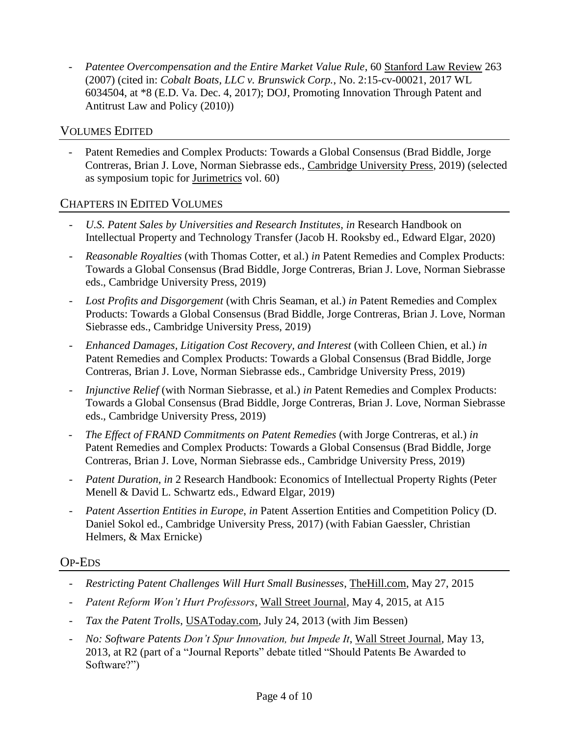- *Patentee Overcompensation and the Entire Market Value Rule*, 60 Stanford Law Review 263 (2007) (cited in: *Cobalt Boats, LLC v. Brunswick Corp.*, No. 2:15-cv-00021, 2017 WL 6034504, at *8 (E.D. Va. Dec. 4, 2017); DOJ, Promoting Innovation Through Patent and Antitrust Law and Policy (2010))

## VOLUMES EDITED

- Patent Remedies and Complex Products: Towards a Global Consensus (Brad Biddle, Jorge Contreras, Brian J. Love, Norman Siebrasse eds., Cambridge University Press, 2019) (selected as symposium topic for Jurimetrics vol. 60)

## CHAPTERS IN EDITED VOLUMES

- *U.S. Patent Sales by Universities and Research Institutes*, *in* Research Handbook on Intellectual Property and Technology Transfer (Jacob H. Rooksby ed., Edward Elgar, 2020)
- *Reasonable Royalties* (with Thomas Cotter, et al.) *in* Patent Remedies and Complex Products: Towards a Global Consensus (Brad Biddle, Jorge Contreras, Brian J. Love, Norman Siebrasse eds., Cambridge University Press, 2019)
- *Lost Profits and Disgorgement* (with Chris Seaman, et al.) *in* Patent Remedies and Complex Products: Towards a Global Consensus (Brad Biddle, Jorge Contreras, Brian J. Love, Norman Siebrasse eds., Cambridge University Press, 2019)
- *Enhanced Damages, Litigation Cost Recovery, and Interest* (with Colleen Chien, et al.) *in* Patent Remedies and Complex Products: Towards a Global Consensus (Brad Biddle, Jorge Contreras, Brian J. Love, Norman Siebrasse eds., Cambridge University Press, 2019)
- *Injunctive Relief* (with Norman Siebrasse, et al.) *in* Patent Remedies and Complex Products: Towards a Global Consensus (Brad Biddle, Jorge Contreras, Brian J. Love, Norman Siebrasse eds., Cambridge University Press, 2019)
- *The Effect of FRAND Commitments on Patent Remedies* (with Jorge Contreras, et al.) *in* Patent Remedies and Complex Products: Towards a Global Consensus (Brad Biddle, Jorge Contreras, Brian J. Love, Norman Siebrasse eds., Cambridge University Press, 2019)
- *Patent Duration*, *in* 2 Research Handbook: Economics of Intellectual Property Rights (Peter Menell & David L. Schwartz eds., Edward Elgar, 2019)
- *Patent Assertion Entities in Europe*, *in* Patent Assertion Entities and Competition Policy (D. Daniel Sokol ed., Cambridge University Press, 2017) (with Fabian Gaessler, Christian Helmers, & Max Ernicke)

## OP-EDS

- *Restricting Patent Challenges Will Hurt Small Businesses*, TheHill.com, May 27, 2015
- *Patent Reform Won't Hurt Professors*, Wall Street Journal, May 4, 2015, at A15
- *Tax the Patent Trolls*, USAToday.com, July 24, 2013 (with Jim Bessen)
- *No: Software Patents Don't Spur Innovation, but Impede It*, Wall Street Journal, May 13, 2013, at R2 (part of a "Journal Reports" debate titled "Should Patents Be Awarded to Software?")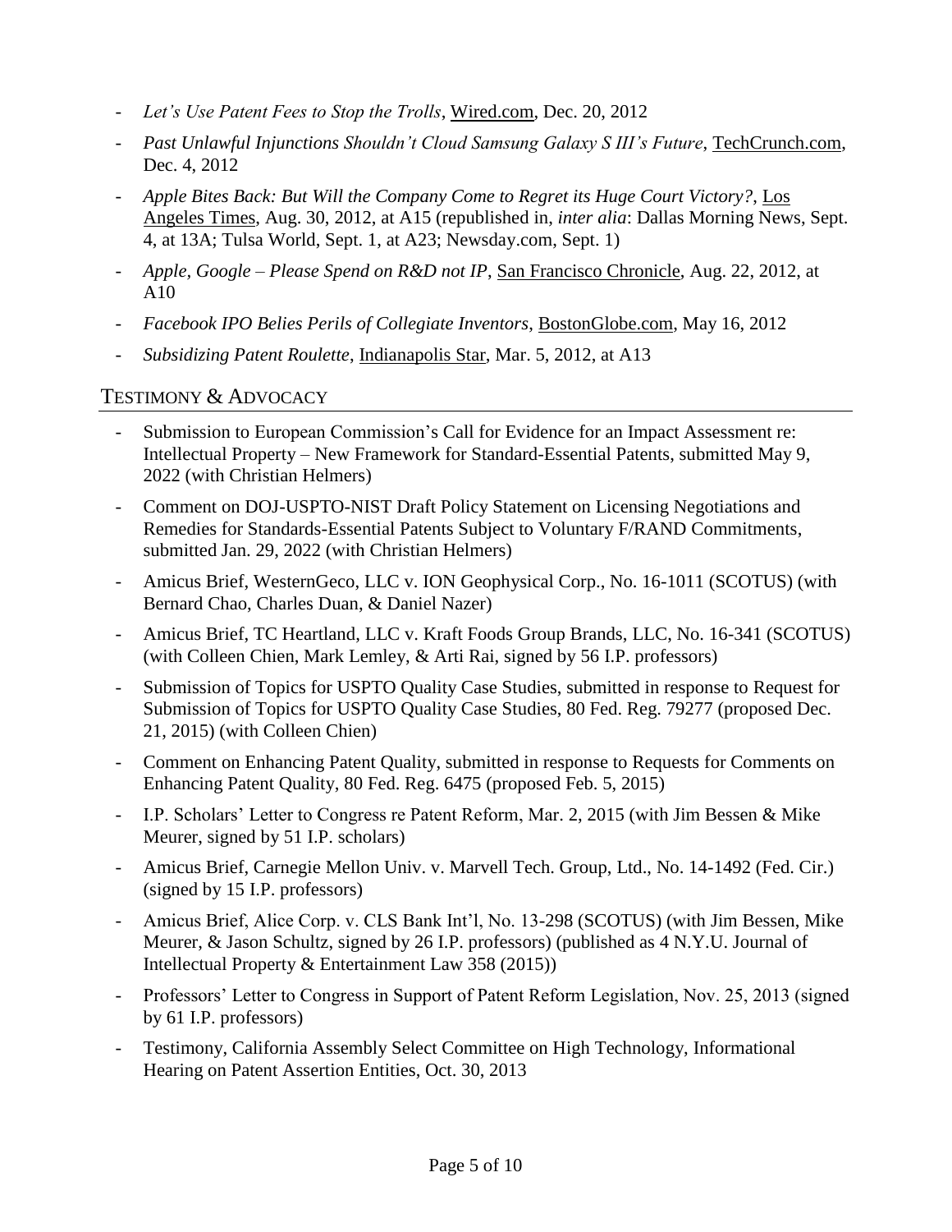- *Let's Use Patent Fees to Stop the Trolls*, Wired.com, Dec. 20, 2012
- *Past Unlawful Injunctions Shouldn't Cloud Samsung Galaxy S III's Future*, TechCrunch.com, Dec. 4, 2012
- *Apple Bites Back: But Will the Company Come to Regret its Huge Court Victory?*, Los Angeles Times, Aug. 30, 2012, at A15 (republished in, *inter alia*: Dallas Morning News, Sept. 4, at 13A; Tulsa World, Sept. 1, at A23; Newsday.com, Sept. 1)
- *Apple, Google – Please Spend on R&D not IP*, San Francisco Chronicle, Aug. 22, 2012, at A10
- *Facebook IPO Belies Perils of Collegiate Inventors*, BostonGlobe.com, May 16, 2012
- *Subsidizing Patent Roulette*, Indianapolis Star, Mar. 5, 2012, at A13

## Testimony & Advocacy

- Submission to European Commission's Call for Evidence for an Impact Assessment re: Intellectual Property – New Framework for Standard-Essential Patents, submitted May 9, 2022 (with Christian Helmers)
- Comment on DOJ-USPTO-NIST Draft Policy Statement on Licensing Negotiations and Remedies for Standards-Essential Patents Subject to Voluntary F/RAND Commitments, submitted Jan. 29, 2022 (with Christian Helmers)
- Amicus Brief, WesternGeco, LLC v. ION Geophysical Corp., No. 16-1011 (SCOTUS) (with Bernard Chao, Charles Duan, & Daniel Nazer)
- Amicus Brief, TC Heartland, LLC v. Kraft Foods Group Brands, LLC, No. 16-341 (SCOTUS) (with Colleen Chien, Mark Lemley, & Arti Rai, signed by 56 I.P. professors)
- Submission of Topics for USPTO Quality Case Studies, submitted in response to Request for Submission of Topics for USPTO Quality Case Studies, 80 Fed. Reg. 79277 (proposed Dec. 21, 2015) (with Colleen Chien)
- Comment on Enhancing Patent Quality, submitted in response to Requests for Comments on Enhancing Patent Quality, 80 Fed. Reg. 6475 (proposed Feb. 5, 2015)
- I.P. Scholars' Letter to Congress re Patent Reform, Mar. 2, 2015 (with Jim Bessen & Mike Meurer, signed by 51 I.P. scholars)
- Amicus Brief, Carnegie Mellon Univ. v. Marvell Tech. Group, Ltd., No. 14-1492 (Fed. Cir.) (signed by 15 I.P. professors)
- Amicus Brief, Alice Corp. v. CLS Bank Int'l, No. 13-298 (SCOTUS) (with Jim Bessen, Mike Meurer, & Jason Schultz, signed by 26 I.P. professors) (published as 4 N.Y.U. Journal of Intellectual Property & Entertainment Law 358 (2015))
- Professors' Letter to Congress in Support of Patent Reform Legislation, Nov. 25, 2013 (signed by 61 I.P. professors)
- Testimony, California Assembly Select Committee on High Technology, Informational Hearing on Patent Assertion Entities, Oct. 30, 2013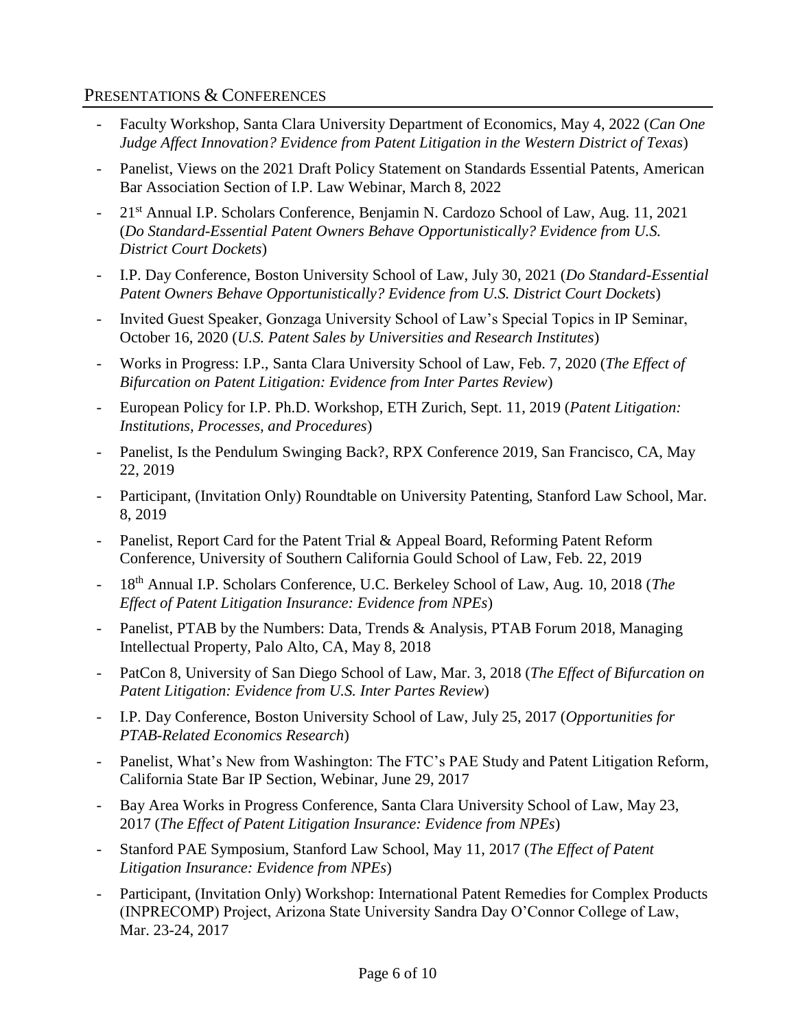## PRESENTATIONS & CONFERENCES

- Faculty Workshop, Santa Clara University Department of Economics, May 4, 2022 (*Can One Judge Affect Innovation? Evidence from Patent Litigation in the Western District of Texas*)
- Panelist, Views on the 2021 Draft Policy Statement on Standards Essential Patents, American Bar Association Section of I.P. Law Webinar, March 8, 2022
- 21st Annual I.P. Scholars Conference, Benjamin N. Cardozo School of Law, Aug. 11, 2021 (*Do Standard-Essential Patent Owners Behave Opportunistically? Evidence from U.S. District Court Dockets*)
- I.P. Day Conference, Boston University School of Law, July 30, 2021 (*Do Standard-Essential Patent Owners Behave Opportunistically? Evidence from U.S. District Court Dockets*)
- Invited Guest Speaker, Gonzaga University School of Law's Special Topics in IP Seminar, October 16, 2020 (*U.S. Patent Sales by Universities and Research Institutes*)
- Works in Progress: I.P., Santa Clara University School of Law, Feb. 7, 2020 (*The Effect of Bifurcation on Patent Litigation: Evidence from Inter Partes Review*)
- European Policy for I.P. Ph.D. Workshop, ETH Zurich, Sept. 11, 2019 (*Patent Litigation: Institutions, Processes, and Procedures*)
- Panelist, Is the Pendulum Swinging Back?, RPX Conference 2019, San Francisco, CA, May 22, 2019
- Participant, (Invitation Only) Roundtable on University Patenting, Stanford Law School, Mar. 8, 2019
- Panelist, Report Card for the Patent Trial & Appeal Board, Reforming Patent Reform Conference, University of Southern California Gould School of Law, Feb. 22, 2019
- 18th Annual I.P. Scholars Conference, U.C. Berkeley School of Law, Aug. 10, 2018 (*The Effect of Patent Litigation Insurance: Evidence from NPEs*)
- Panelist, PTAB by the Numbers: Data, Trends & Analysis, PTAB Forum 2018, Managing Intellectual Property, Palo Alto, CA, May 8, 2018
- PatCon 8, University of San Diego School of Law, Mar. 3, 2018 (*The Effect of Bifurcation on Patent Litigation: Evidence from U.S. Inter Partes Review*)
- I.P. Day Conference, Boston University School of Law, July 25, 2017 (*Opportunities for PTAB-Related Economics Research*)
- Panelist, What's New from Washington: The FTC's PAE Study and Patent Litigation Reform, California State Bar IP Section, Webinar, June 29, 2017
- Bay Area Works in Progress Conference, Santa Clara University School of Law, May 23, 2017 (*The Effect of Patent Litigation Insurance: Evidence from NPEs*)
- Stanford PAE Symposium, Stanford Law School, May 11, 2017 (*The Effect of Patent Litigation Insurance: Evidence from NPEs*)
- Participant, (Invitation Only) Workshop: International Patent Remedies for Complex Products (INPRECOMP) Project, Arizona State University Sandra Day O'Connor College of Law, Mar. 23-24, 2017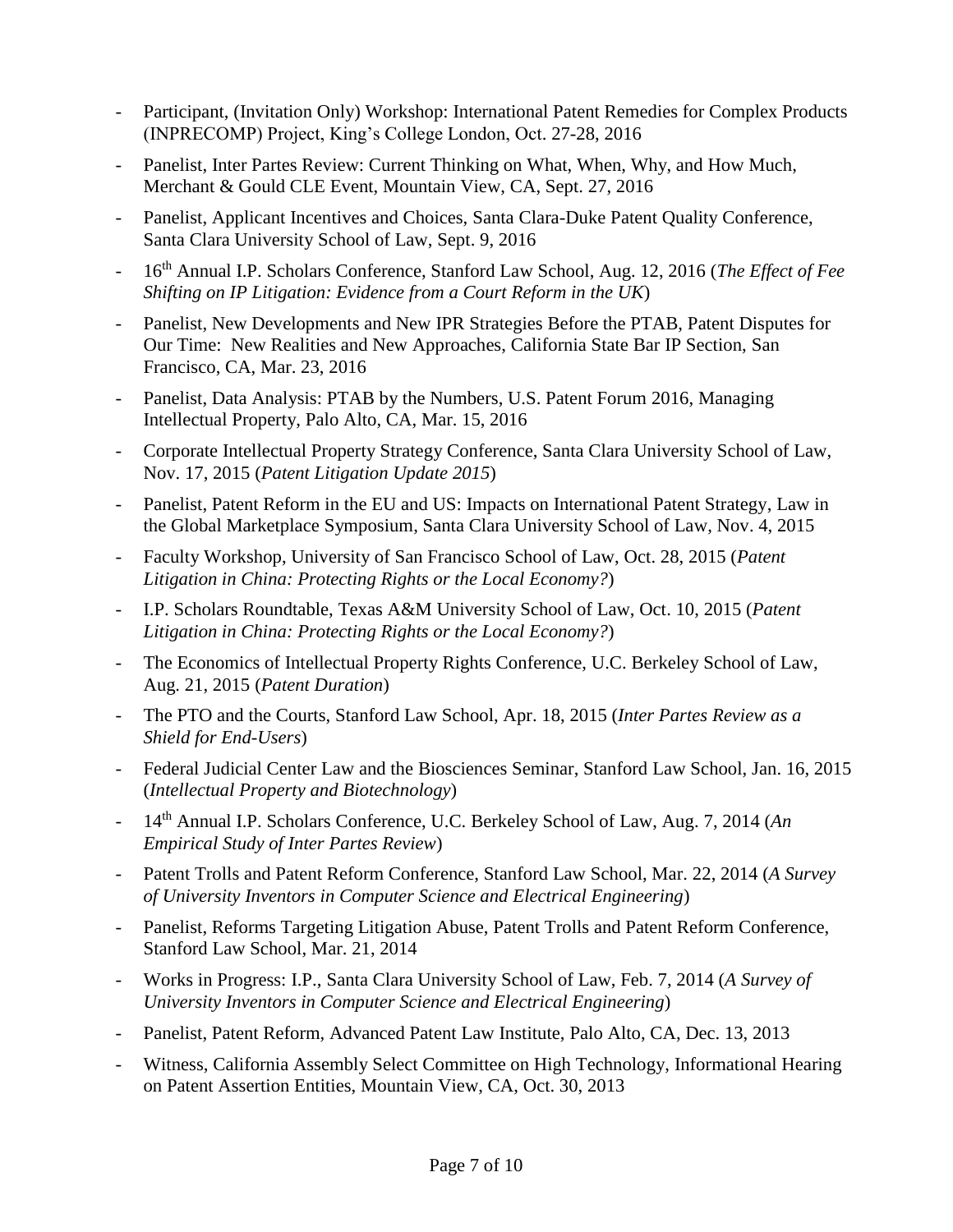- Participant, (Invitation Only) Workshop: International Patent Remedies for Complex Products (INPRECOMP) Project, King's College London, Oct. 27-28, 2016
- Panelist, Inter Partes Review: Current Thinking on What, When, Why, and How Much, Merchant & Gould CLE Event, Mountain View, CA, Sept. 27, 2016
- Panelist, Applicant Incentives and Choices, Santa Clara-Duke Patent Quality Conference, Santa Clara University School of Law, Sept. 9, 2016
- 16th Annual I.P. Scholars Conference, Stanford Law School, Aug. 12, 2016 (*The Effect of Fee Shifting on IP Litigation: Evidence from a Court Reform in the UK*)
- Panelist, New Developments and New IPR Strategies Before the PTAB, Patent Disputes for Our Time: New Realities and New Approaches, California State Bar IP Section, San Francisco, CA, Mar. 23, 2016
- Panelist, Data Analysis: PTAB by the Numbers, U.S. Patent Forum 2016, Managing Intellectual Property, Palo Alto, CA, Mar. 15, 2016
- Corporate Intellectual Property Strategy Conference, Santa Clara University School of Law, Nov. 17, 2015 (*Patent Litigation Update 2015*)
- Panelist, Patent Reform in the EU and US: Impacts on International Patent Strategy, Law in the Global Marketplace Symposium, Santa Clara University School of Law, Nov. 4, 2015
- Faculty Workshop, University of San Francisco School of Law, Oct. 28, 2015 (*Patent Litigation in China: Protecting Rights or the Local Economy?*)
- I.P. Scholars Roundtable, Texas A&M University School of Law, Oct. 10, 2015 (*Patent Litigation in China: Protecting Rights or the Local Economy?*)
- The Economics of Intellectual Property Rights Conference, U.C. Berkeley School of Law, Aug. 21, 2015 (*Patent Duration*)
- The PTO and the Courts, Stanford Law School, Apr. 18, 2015 (*Inter Partes Review as a Shield for End-Users*)
- Federal Judicial Center Law and the Biosciences Seminar, Stanford Law School, Jan. 16, 2015 (*Intellectual Property and Biotechnology*)
- 14th Annual I.P. Scholars Conference, U.C. Berkeley School of Law, Aug. 7, 2014 (*An Empirical Study of Inter Partes Review*)
- Patent Trolls and Patent Reform Conference, Stanford Law School, Mar. 22, 2014 (*A Survey of University Inventors in Computer Science and Electrical Engineering*)
- Panelist, Reforms Targeting Litigation Abuse, Patent Trolls and Patent Reform Conference, Stanford Law School, Mar. 21, 2014
- Works in Progress: I.P., Santa Clara University School of Law, Feb. 7, 2014 (*A Survey of University Inventors in Computer Science and Electrical Engineering*)
- Panelist, Patent Reform, Advanced Patent Law Institute, Palo Alto, CA, Dec. 13, 2013
- Witness, California Assembly Select Committee on High Technology, Informational Hearing on Patent Assertion Entities, Mountain View, CA, Oct. 30, 2013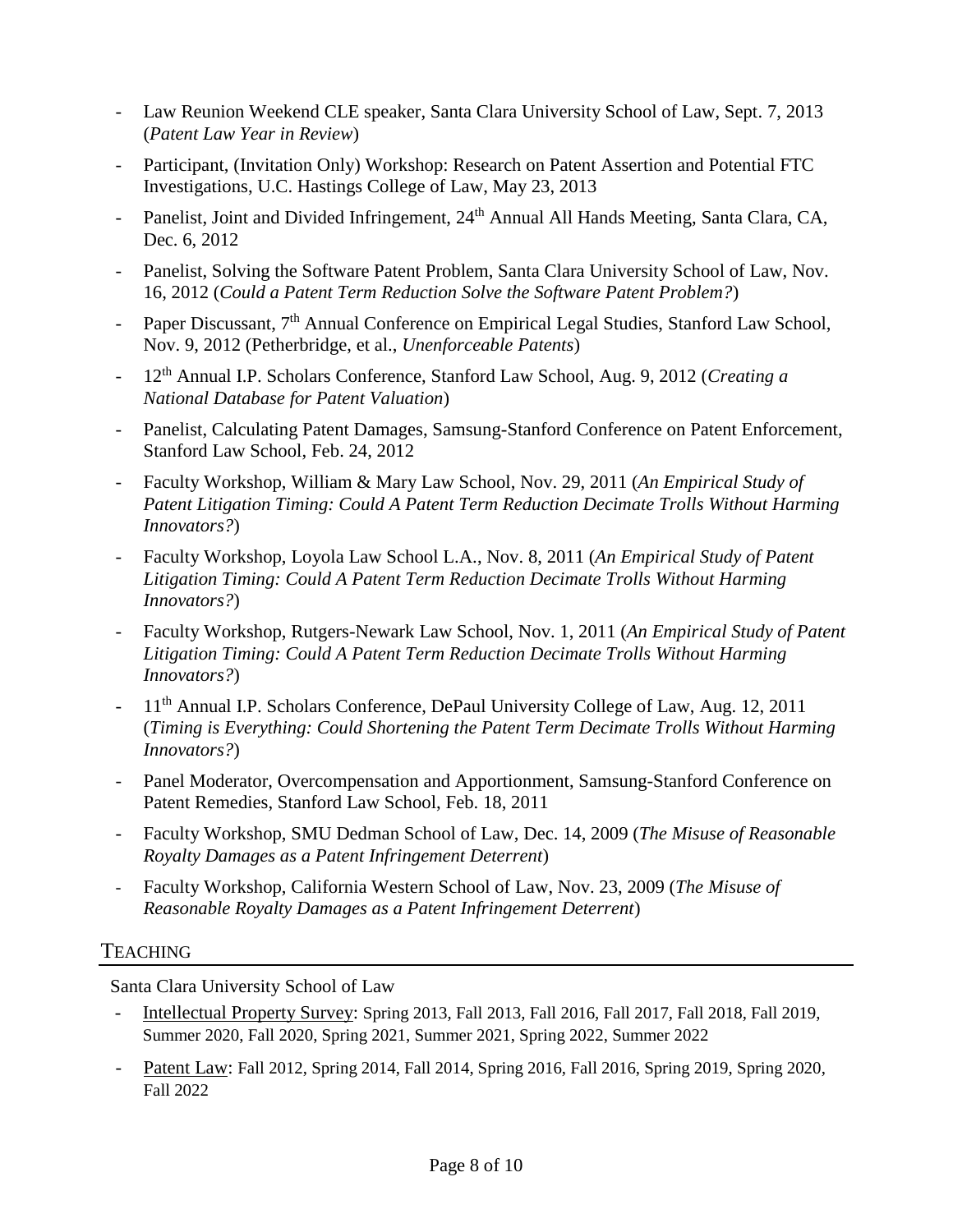- Law Reunion Weekend CLE speaker, Santa Clara University School of Law, Sept. 7, 2013 (*Patent Law Year in Review*)
- Participant, (Invitation Only) Workshop: Research on Patent Assertion and Potential FTC Investigations, U.C. Hastings College of Law, May 23, 2013
- Panelist, Joint and Divided Infringement, 24th Annual All Hands Meeting, Santa Clara, CA, Dec. 6, 2012
- Panelist, Solving the Software Patent Problem, Santa Clara University School of Law, Nov. 16, 2012 (*Could a Patent Term Reduction Solve the Software Patent Problem?*)
- Paper Discussant, 7th Annual Conference on Empirical Legal Studies, Stanford Law School, Nov. 9, 2012 (Petherbridge, et al., *Unenforceable Patents*)
- 12th Annual I.P. Scholars Conference, Stanford Law School, Aug. 9, 2012 (*Creating a National Database for Patent Valuation*)
- Panelist, Calculating Patent Damages, Samsung-Stanford Conference on Patent Enforcement, Stanford Law School, Feb. 24, 2012
- Faculty Workshop, William & Mary Law School, Nov. 29, 2011 (*An Empirical Study of Patent Litigation Timing: Could A Patent Term Reduction Decimate Trolls Without Harming Innovators?*)
- Faculty Workshop, Loyola Law School L.A., Nov. 8, 2011 (*An Empirical Study of Patent Litigation Timing: Could A Patent Term Reduction Decimate Trolls Without Harming Innovators?*)
- Faculty Workshop, Rutgers-Newark Law School, Nov. 1, 2011 (*An Empirical Study of Patent Litigation Timing: Could A Patent Term Reduction Decimate Trolls Without Harming Innovators?*)
- 11th Annual I.P. Scholars Conference, DePaul University College of Law, Aug. 12, 2011 (*Timing is Everything: Could Shortening the Patent Term Decimate Trolls Without Harming Innovators?*)
- Panel Moderator, Overcompensation and Apportionment, Samsung-Stanford Conference on Patent Remedies, Stanford Law School, Feb. 18, 2011
- Faculty Workshop, SMU Dedman School of Law, Dec. 14, 2009 (*The Misuse of Reasonable Royalty Damages as a Patent Infringement Deterrent*)
- Faculty Workshop, California Western School of Law, Nov. 23, 2009 (*The Misuse of Reasonable Royalty Damages as a Patent Infringement Deterrent*)

## Teaching

Santa Clara University School of Law

- Intellectual Property Survey: Spring 2013, Fall 2013, Fall 2016, Fall 2017, Fall 2018, Fall 2019, Summer 2020, Fall 2020, Spring 2021, Summer 2021, Spring 2022, Summer 2022
- Patent Law: Fall 2012, Spring 2014, Fall 2014, Spring 2016, Fall 2016, Spring 2019, Spring 2020, Fall 2022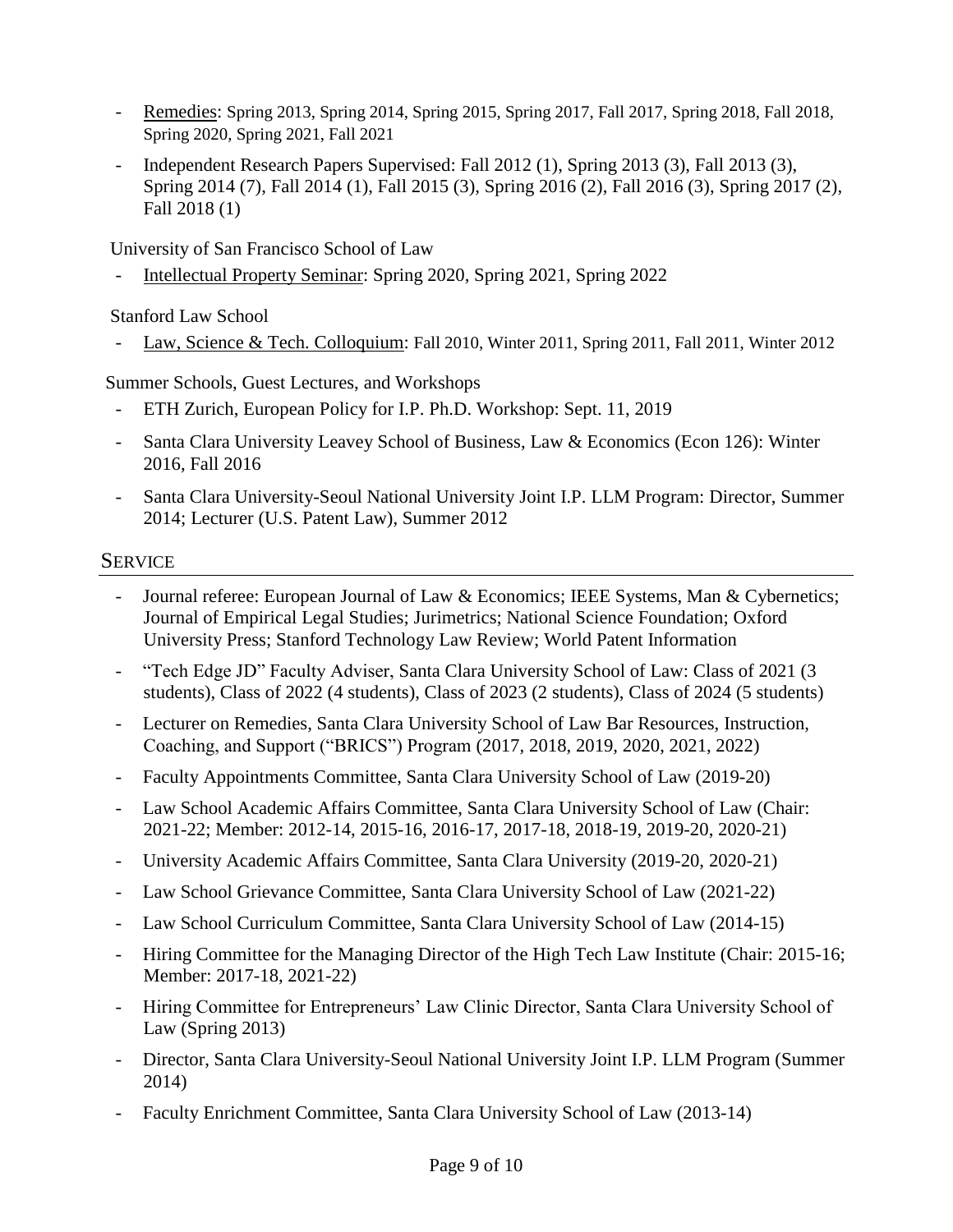- <u>Remedies</u>: Spring 2013, Spring 2014, Spring 2015, Spring 2017, Fall 2017, Spring 2018, Fall 2018, Spring 2020, Spring 2021, Fall 2021
- Independent Research Papers Supervised: Fall 2012 (1), Spring 2013 (3), Fall 2013 (3), Spring 2014 (7), Fall 2014 (1), Fall 2015 (3), Spring 2016 (2), Fall 2016 (3), Spring 2017 (2), Fall 2018 (1)

University of San Francisco School of Law

- <u>Intellectual Property Seminar</u>: Spring 2020, Spring 2021, Spring 2022

Stanford Law School

- <u>Law, Science & Tech. Colloquium</u>: Fall 2010, Winter 2011, Spring 2011, Fall 2011, Winter 2012

Summer Schools, Guest Lectures, and Workshops

- ETH Zurich, European Policy for I.P. Ph.D. Workshop: Sept. 11, 2019
- Santa Clara University Leavey School of Business, Law & Economics (Econ 126): Winter 2016, Fall 2016
- Santa Clara University-Seoul National University Joint I.P. LLM Program: Director, Summer 2014; Lecturer (U.S. Patent Law), Summer 2012

## SERVICE

- Journal referee: European Journal of Law & Economics; IEEE Systems, Man & Cybernetics; Journal of Empirical Legal Studies; Jurimetrics; National Science Foundation; Oxford University Press; Stanford Technology Law Review; World Patent Information
- "Tech Edge JD" Faculty Adviser, Santa Clara University School of Law: Class of 2021 (3 students), Class of 2022 (4 students), Class of 2023 (2 students), Class of 2024 (5 students)
- Lecturer on Remedies, Santa Clara University School of Law Bar Resources, Instruction, Coaching, and Support ("BRICS") Program (2017, 2018, 2019, 2020, 2021, 2022)
- Faculty Appointments Committee, Santa Clara University School of Law (2019-20)
- Law School Academic Affairs Committee, Santa Clara University School of Law (Chair: 2021-22; Member: 2012-14, 2015-16, 2016-17, 2017-18, 2018-19, 2019-20, 2020-21)
- University Academic Affairs Committee, Santa Clara University (2019-20, 2020-21)
- Law School Grievance Committee, Santa Clara University School of Law (2021-22)
- Law School Curriculum Committee, Santa Clara University School of Law (2014-15)
- Hiring Committee for the Managing Director of the High Tech Law Institute (Chair: 2015-16; Member: 2017-18, 2021-22)
- Hiring Committee for Entrepreneurs' Law Clinic Director, Santa Clara University School of Law (Spring 2013)
- Director, Santa Clara University-Seoul National University Joint I.P. LLM Program (Summer 2014)
- Faculty Enrichment Committee, Santa Clara University School of Law (2013-14)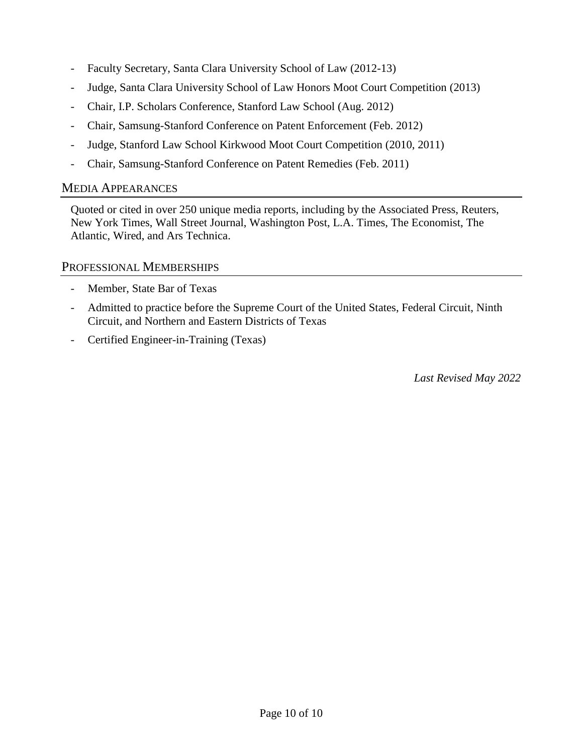- Faculty Secretary, Santa Clara University School of Law (2012-13)
- Judge, Santa Clara University School of Law Honors Moot Court Competition (2013)
- Chair, I.P. Scholars Conference, Stanford Law School (Aug. 2012)
- Chair, Samsung-Stanford Conference on Patent Enforcement (Feb. 2012)
- Judge, Stanford Law School Kirkwood Moot Court Competition (2010, 2011)
- Chair, Samsung-Stanford Conference on Patent Remedies (Feb. 2011)

## Media Appearances

Quoted or cited in over 250 unique media reports, including by the Associated Press, Reuters, New York Times, Wall Street Journal, Washington Post, L.A. Times, The Economist, The Atlantic, Wired, and Ars Technica.

## Professional Memberships

- Member, State Bar of Texas
- Admitted to practice before the Supreme Court of the United States, Federal Circuit, Ninth Circuit, and Northern and Eastern Districts of Texas
- Certified Engineer-in-Training (Texas)

*Last Revised May 2022*